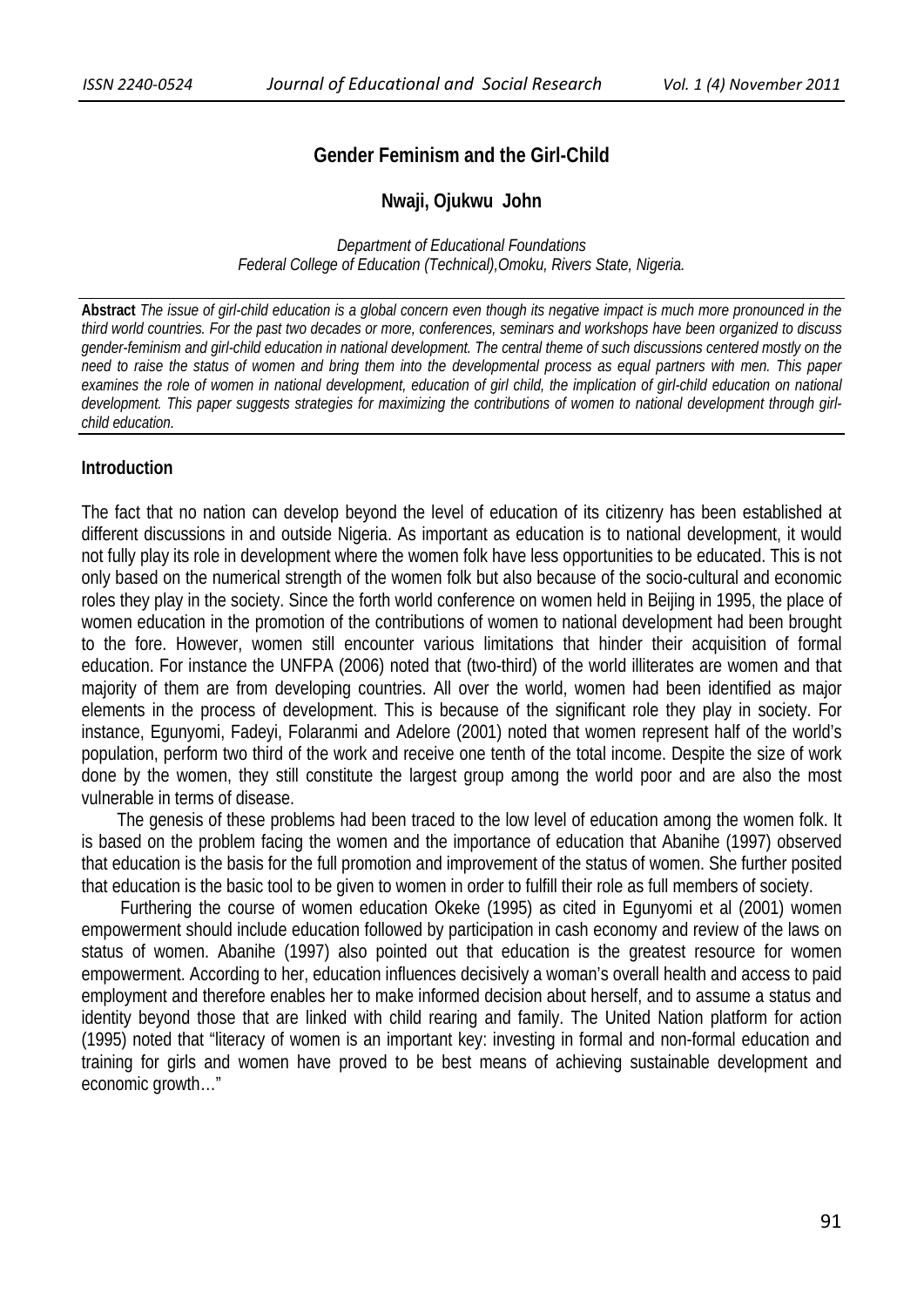# Gender Feminism and the Girl-Child

**Nwaji, Ojukwu John**

*Department of Educational Foundations*
*Federal College of Education (Technical),Omoku, Rivers State, Nigeria.*

**Abstract** *The issue of girl-child education is a global concern even though its negative impact is much more pronounced in the third world countries. For the past two decades or more, conferences, seminars and workshops have been organized to discuss gender-feminism and girl-child education in national development. The central theme of such discussions centered mostly on the need to raise the status of women and bring them into the developmental process as equal partners with men. This paper examines the role of women in national development, education of girl child, the implication of girl-child education on national development. This paper suggests strategies for maximizing the contributions of women to national development through girl-child education.*

## Introduction

The fact that no nation can develop beyond the level of education of its citizenry has been established at different discussions in and outside Nigeria. As important as education is to national development, it would not fully play its role in development where the women folk have less opportunities to be educated. This is not only based on the numerical strength of the women folk but also because of the socio-cultural and economic roles they play in the society. Since the forth world conference on women held in Beijing in 1995, the place of women education in the promotion of the contributions of women to national development had been brought to the fore. However, women still encounter various limitations that hinder their acquisition of formal education. For instance the UNFPA (2006) noted that (two-third) of the world illiterates are women and that majority of them are from developing countries. All over the world, women had been identified as major elements in the process of development. This is because of the significant role they play in society. For instance, Egunyomi, Fadeyi, Folaranmi and Adelore (2001) noted that women represent half of the world's population, perform two third of the work and receive one tenth of the total income. Despite the size of work done by the women, they still constitute the largest group among the world poor and are also the most vulnerable in terms of disease.

The genesis of these problems had been traced to the low level of education among the women folk. It is based on the problem facing the women and the importance of education that Abanihe (1997) observed that education is the basis for the full promotion and improvement of the status of women. She further posited that education is the basic tool to be given to women in order to fulfill their role as full members of society.

Furthering the course of women education Okeke (1995) as cited in Egunyomi et al (2001) women empowerment should include education followed by participation in cash economy and review of the laws on status of women. Abanihe (1997) also pointed out that education is the greatest resource for women empowerment. According to her, education influences decisively a woman's overall health and access to paid employment and therefore enables her to make informed decision about herself, and to assume a status and identity beyond those that are linked with child rearing and family. The United Nation platform for action (1995) noted that "literacy of women is an important key: investing in formal and non-formal education and training for girls and women have proved to be best means of achieving sustainable development and economic growth…"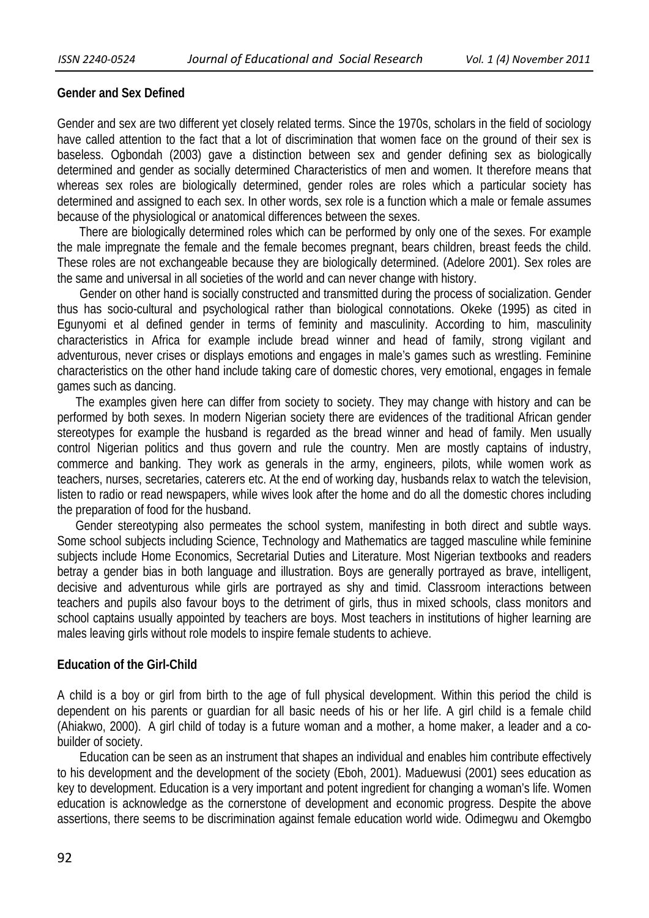## Gender and Sex Defined

Gender and sex are two different yet closely related terms. Since the 1970s, scholars in the field of sociology have called attention to the fact that a lot of discrimination that women face on the ground of their sex is baseless. Ogbondah (2003) gave a distinction between sex and gender defining sex as biologically determined and gender as socially determined Characteristics of men and women. It therefore means that whereas sex roles are biologically determined, gender roles are roles which a particular society has determined and assigned to each sex. In other words, sex role is a function which a male or female assumes because of the physiological or anatomical differences between the sexes.

There are biologically determined roles which can be performed by only one of the sexes. For example the male impregnate the female and the female becomes pregnant, bears children, breast feeds the child. These roles are not exchangeable because they are biologically determined. (Adelore 2001). Sex roles are the same and universal in all societies of the world and can never change with history.

Gender on other hand is socially constructed and transmitted during the process of socialization. Gender thus has socio-cultural and psychological rather than biological connotations. Okeke (1995) as cited in Egunyomi et al defined gender in terms of feminity and masculinity. According to him, masculinity characteristics in Africa for example include bread winner and head of family, strong vigilant and adventurous, never crises or displays emotions and engages in male's games such as wrestling. Feminine characteristics on the other hand include taking care of domestic chores, very emotional, engages in female games such as dancing.

The examples given here can differ from society to society. They may change with history and can be performed by both sexes. In modern Nigerian society there are evidences of the traditional African gender stereotypes for example the husband is regarded as the bread winner and head of family. Men usually control Nigerian politics and thus govern and rule the country. Men are mostly captains of industry, commerce and banking. They work as generals in the army, engineers, pilots, while women work as teachers, nurses, secretaries, caterers etc. At the end of working day, husbands relax to watch the television, listen to radio or read newspapers, while wives look after the home and do all the domestic chores including the preparation of food for the husband.

Gender stereotyping also permeates the school system, manifesting in both direct and subtle ways. Some school subjects including Science, Technology and Mathematics are tagged masculine while feminine subjects include Home Economics, Secretarial Duties and Literature. Most Nigerian textbooks and readers betray a gender bias in both language and illustration. Boys are generally portrayed as brave, intelligent, decisive and adventurous while girls are portrayed as shy and timid. Classroom interactions between teachers and pupils also favour boys to the detriment of girls, thus in mixed schools, class monitors and school captains usually appointed by teachers are boys. Most teachers in institutions of higher learning are males leaving girls without role models to inspire female students to achieve.

## Education of the Girl-Child

A child is a boy or girl from birth to the age of full physical development. Within this period the child is dependent on his parents or guardian for all basic needs of his or her life. A girl child is a female child (Ahiakwo, 2000). A girl child of today is a future woman and a mother, a home maker, a leader and a co-builder of society.

Education can be seen as an instrument that shapes an individual and enables him contribute effectively to his development and the development of the society (Eboh, 2001). Maduewusi (2001) sees education as key to development. Education is a very important and potent ingredient for changing a woman's life. Women education is acknowledge as the cornerstone of development and economic progress. Despite the above assertions, there seems to be discrimination against female education world wide. Odimegwu and Okemgbo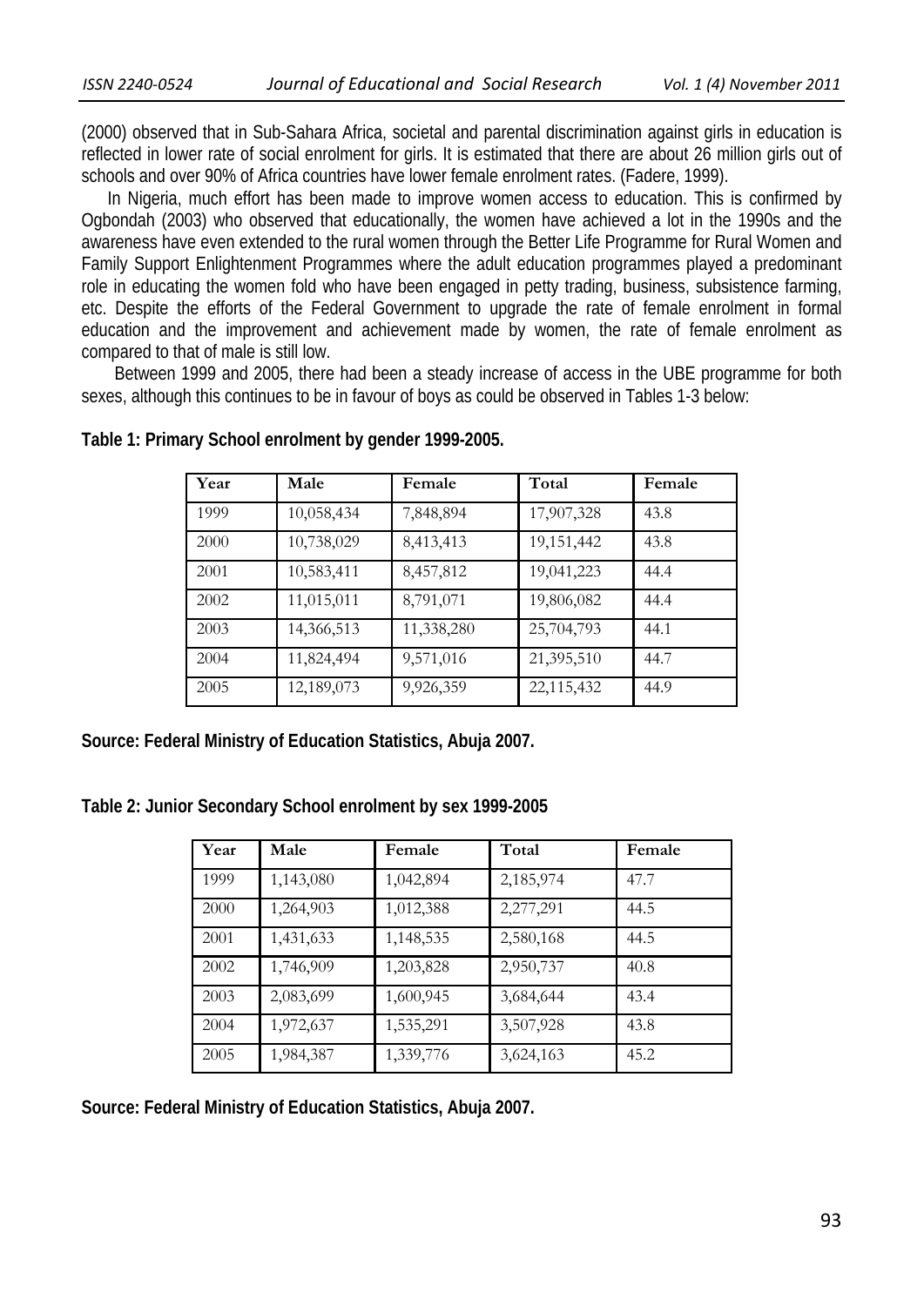(2000) observed that in Sub-Sahara Africa, societal and parental discrimination against girls in education is reflected in lower rate of social enrolment for girls. It is estimated that there are about 26 million girls out of schools and over 90% of Africa countries have lower female enrolment rates. (Fadere, 1999).

In Nigeria, much effort has been made to improve women access to education. This is confirmed by Ogbondah (2003) who observed that educationally, the women have achieved a lot in the 1990s and the awareness have even extended to the rural women through the Better Life Programme for Rural Women and Family Support Enlightenment Programmes where the adult education programmes played a predominant role in educating the women fold who have been engaged in petty trading, business, subsistence farming, etc. Despite the efforts of the Federal Government to upgrade the rate of female enrolment in formal education and the improvement and achievement made by women, the rate of female enrolment as compared to that of male is still low.

Between 1999 and 2005, there had been a steady increase of access in the UBE programme for both sexes, although this continues to be in favour of boys as could be observed in Tables 1-3 below:

**Table 1: Primary School enrolment by gender 1999-2005.**

| Year | Male | Female | Total | Female |
|---|---|---|---|---|
| 1999 | 10,058,434 | 7,848,894 | 17,907,328 | 43.8 |
| 2000 | 10,738,029 | 8,413,413 | 19,151,442 | 43.8 |
| 2001 | 10,583,411 | 8,457,812 | 19,041,223 | 44.4 |
| 2002 | 11,015,011 | 8,791,071 | 19,806,082 | 44.4 |
| 2003 | 14,366,513 | 11,338,280 | 25,704,793 | 44.1 |
| 2004 | 11,824,494 | 9,571,016 | 21,395,510 | 44.7 |
| 2005 | 12,189,073 | 9,926,359 | 22,115,432 | 44.9 |

**Source: Federal Ministry of Education Statistics, Abuja 2007.**

**Table 2: Junior Secondary School enrolment by sex 1999-2005**

| Year | Male | Female | Total | Female |
|---|---|---|---|---|
| 1999 | 1,143,080 | 1,042,894 | 2,185,974 | 47.7 |
| 2000 | 1,264,903 | 1,012,388 | 2,277,291 | 44.5 |
| 2001 | 1,431,633 | 1,148,535 | 2,580,168 | 44.5 |
| 2002 | 1,746,909 | 1,203,828 | 2,950,737 | 40.8 |
| 2003 | 2,083,699 | 1,600,945 | 3,684,644 | 43.4 |
| 2004 | 1,972,637 | 1,535,291 | 3,507,928 | 43.8 |
| 2005 | 1,984,387 | 1,339,776 | 3,624,163 | 45.2 |

**Source: Federal Ministry of Education Statistics, Abuja 2007.**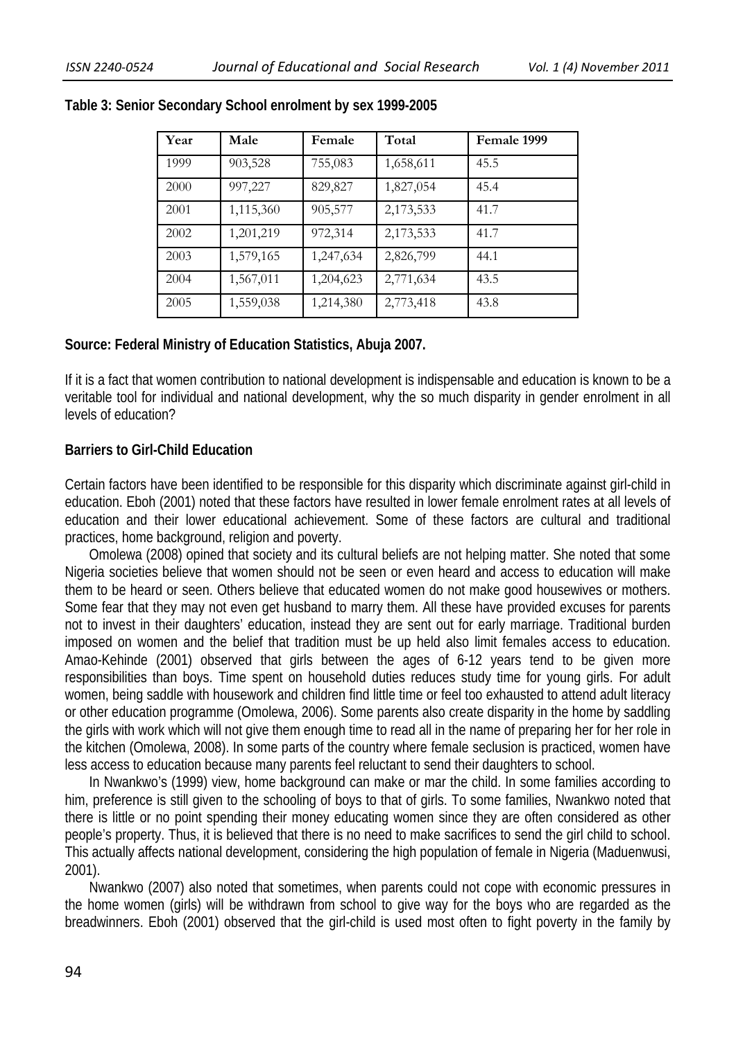**Table 3: Senior Secondary School enrolment by sex 1999-2005**

| Year | Male | Female | Total | Female 1999 |
|---|---|---|---|---|
| 1999 | 903,528 | 755,083 | 1,658,611 | 45.5 |
| 2000 | 997,227 | 829,827 | 1,827,054 | 45.4 |
| 2001 | 1,115,360 | 905,577 | 2,173,533 | 41.7 |
| 2002 | 1,201,219 | 972,314 | 2,173,533 | 41.7 |
| 2003 | 1,579,165 | 1,247,634 | 2,826,799 | 44.1 |
| 2004 | 1,567,011 | 1,204,623 | 2,771,634 | 43.5 |
| 2005 | 1,559,038 | 1,214,380 | 2,773,418 | 43.8 |

**Source: Federal Ministry of Education Statistics, Abuja 2007.**

If it is a fact that women contribution to national development is indispensable and education is known to be a veritable tool for individual and national development, why the so much disparity in gender enrolment in all levels of education?

**Barriers to Girl-Child Education**

Certain factors have been identified to be responsible for this disparity which discriminate against girl-child in education. Eboh (2001) noted that these factors have resulted in lower female enrolment rates at all levels of education and their lower educational achievement. Some of these factors are cultural and traditional practices, home background, religion and poverty.

Omolewa (2008) opined that society and its cultural beliefs are not helping matter. She noted that some Nigeria societies believe that women should not be seen or even heard and access to education will make them to be heard or seen. Others believe that educated women do not make good housewives or mothers. Some fear that they may not even get husband to marry them. All these have provided excuses for parents not to invest in their daughters' education, instead they are sent out for early marriage. Traditional burden imposed on women and the belief that tradition must be up held also limit females access to education. Amao-Kehinde (2001) observed that girls between the ages of 6-12 years tend to be given more responsibilities than boys. Time spent on household duties reduces study time for young girls. For adult women, being saddle with housework and children find little time or feel too exhausted to attend adult literacy or other education programme (Omolewa, 2006). Some parents also create disparity in the home by saddling the girls with work which will not give them enough time to read all in the name of preparing her for her role in the kitchen (Omolewa, 2008). In some parts of the country where female seclusion is practiced, women have less access to education because many parents feel reluctant to send their daughters to school.

In Nwankwo's (1999) view, home background can make or mar the child. In some families according to him, preference is still given to the schooling of boys to that of girls. To some families, Nwankwo noted that there is little or no point spending their money educating women since they are often considered as other people's property. Thus, it is believed that there is no need to make sacrifices to send the girl child to school. This actually affects national development, considering the high population of female in Nigeria (Maduenwusi, 2001).

Nwankwo (2007) also noted that sometimes, when parents could not cope with economic pressures in the home women (girls) will be withdrawn from school to give way for the boys who are regarded as the breadwinners. Eboh (2001) observed that the girl-child is used most often to fight poverty in the family by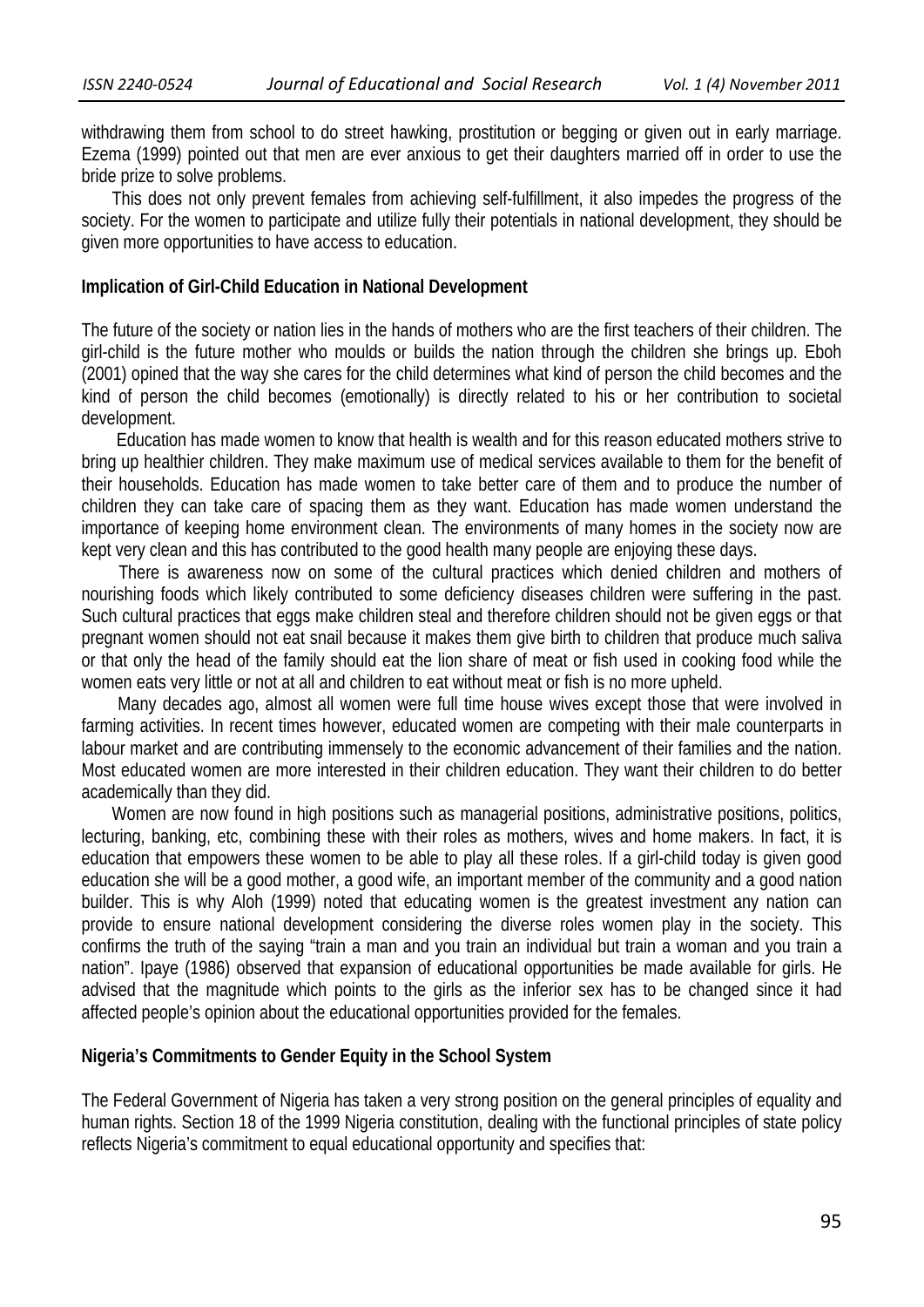withdrawing them from school to do street hawking, prostitution or begging or given out in early marriage. Ezema (1999) pointed out that men are ever anxious to get their daughters married off in order to use the bride prize to solve problems.

This does not only prevent females from achieving self-fulfillment, it also impedes the progress of the society. For the women to participate and utilize fully their potentials in national development, they should be given more opportunities to have access to education.

## Implication of Girl-Child Education in National Development

The future of the society or nation lies in the hands of mothers who are the first teachers of their children. The girl-child is the future mother who moulds or builds the nation through the children she brings up. Eboh (2001) opined that the way she cares for the child determines what kind of person the child becomes and the kind of person the child becomes (emotionally) is directly related to his or her contribution to societal development.

Education has made women to know that health is wealth and for this reason educated mothers strive to bring up healthier children. They make maximum use of medical services available to them for the benefit of their households. Education has made women to take better care of them and to produce the number of children they can take care of spacing them as they want. Education has made women understand the importance of keeping home environment clean. The environments of many homes in the society now are kept very clean and this has contributed to the good health many people are enjoying these days.

There is awareness now on some of the cultural practices which denied children and mothers of nourishing foods which likely contributed to some deficiency diseases children were suffering in the past. Such cultural practices that eggs make children steal and therefore children should not be given eggs or that pregnant women should not eat snail because it makes them give birth to children that produce much saliva or that only the head of the family should eat the lion share of meat or fish used in cooking food while the women eats very little or not at all and children to eat without meat or fish is no more upheld.

Many decades ago, almost all women were full time house wives except those that were involved in farming activities. In recent times however, educated women are competing with their male counterparts in labour market and are contributing immensely to the economic advancement of their families and the nation. Most educated women are more interested in their children education. They want their children to do better academically than they did.

Women are now found in high positions such as managerial positions, administrative positions, politics, lecturing, banking, etc, combining these with their roles as mothers, wives and home makers. In fact, it is education that empowers these women to be able to play all these roles. If a girl-child today is given good education she will be a good mother, a good wife, an important member of the community and a good nation builder. This is why Aloh (1999) noted that educating women is the greatest investment any nation can provide to ensure national development considering the diverse roles women play in the society. This confirms the truth of the saying "train a man and you train an individual but train a woman and you train a nation". Ipaye (1986) observed that expansion of educational opportunities be made available for girls. He advised that the magnitude which points to the girls as the inferior sex has to be changed since it had affected people's opinion about the educational opportunities provided for the females.

## Nigeria's Commitments to Gender Equity in the School System

The Federal Government of Nigeria has taken a very strong position on the general principles of equality and human rights. Section 18 of the 1999 Nigeria constitution, dealing with the functional principles of state policy reflects Nigeria's commitment to equal educational opportunity and specifies that: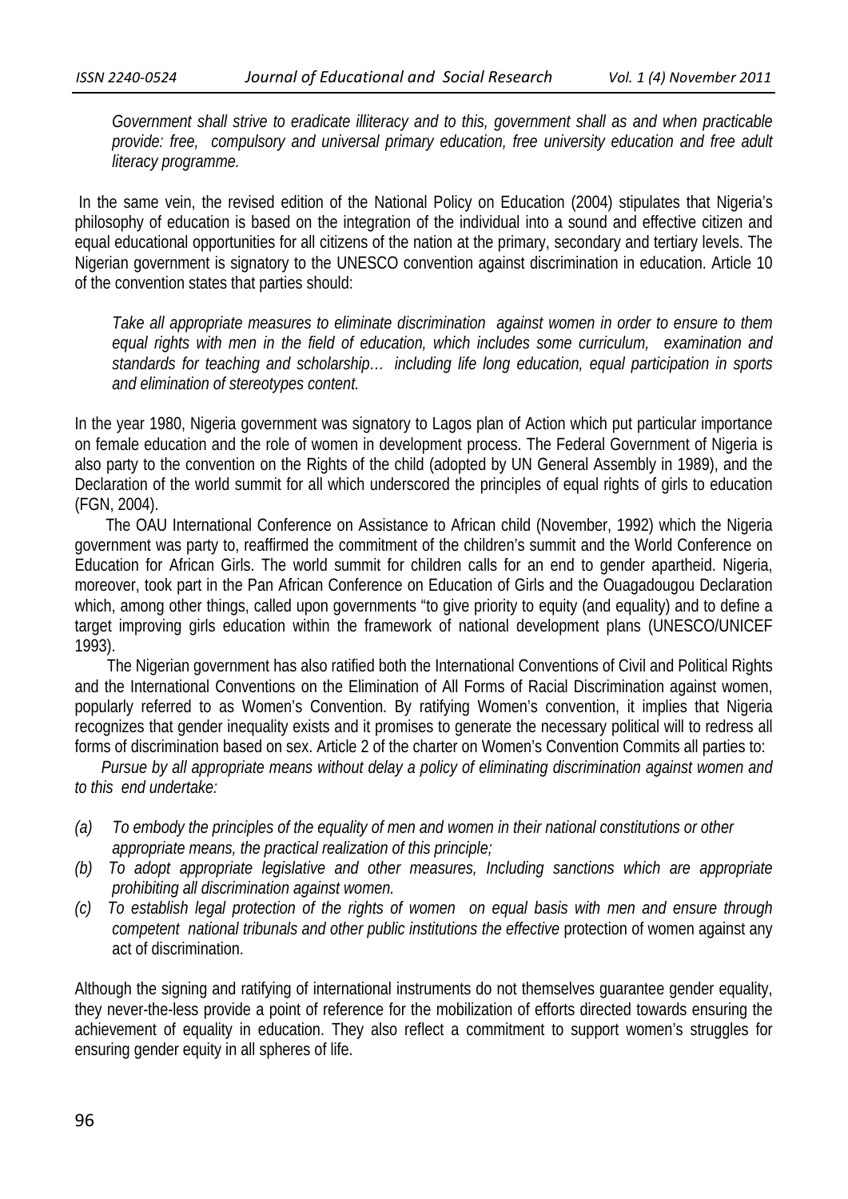*Government shall strive to eradicate illiteracy and to this, government shall as and when practicable provide: free, compulsory and universal primary education, free university education and free adult literacy programme.*

In the same vein, the revised edition of the National Policy on Education (2004) stipulates that Nigeria's philosophy of education is based on the integration of the individual into a sound and effective citizen and equal educational opportunities for all citizens of the nation at the primary, secondary and tertiary levels. The Nigerian government is signatory to the UNESCO convention against discrimination in education. Article 10 of the convention states that parties should:

*Take all appropriate measures to eliminate discrimination against women in order to ensure to them equal rights with men in the field of education, which includes some curriculum, examination and standards for teaching and scholarship… including life long education, equal participation in sports and elimination of stereotypes content.*

In the year 1980, Nigeria government was signatory to Lagos plan of Action which put particular importance on female education and the role of women in development process. The Federal Government of Nigeria is also party to the convention on the Rights of the child (adopted by UN General Assembly in 1989), and the Declaration of the world summit for all which underscored the principles of equal rights of girls to education (FGN, 2004).

The OAU International Conference on Assistance to African child (November, 1992) which the Nigeria government was party to, reaffirmed the commitment of the children's summit and the World Conference on Education for African Girls. The world summit for children calls for an end to gender apartheid. Nigeria, moreover, took part in the Pan African Conference on Education of Girls and the Ouagadougou Declaration which, among other things, called upon governments "to give priority to equity (and equality) and to define a target improving girls education within the framework of national development plans (UNESCO/UNICEF 1993).

The Nigerian government has also ratified both the International Conventions of Civil and Political Rights and the International Conventions on the Elimination of All Forms of Racial Discrimination against women, popularly referred to as Women's Convention. By ratifying Women's convention, it implies that Nigeria recognizes that gender inequality exists and it promises to generate the necessary political will to redress all forms of discrimination based on sex. Article 2 of the charter on Women's Convention Commits all parties to:

*Pursue by all appropriate means without delay a policy of eliminating discrimination against women and to this end undertake:*

*(a) To embody the principles of the equality of men and women in their national constitutions or other appropriate means, the practical realization of this principle;*

*(b) To adopt appropriate legislative and other measures, Including sanctions which are appropriate prohibiting all discrimination against women.*

*(c) To establish legal protection of the rights of women on equal basis with men and ensure through competent national tribunals and other public institutions the effective* protection of women against any act of discrimination.

Although the signing and ratifying of international instruments do not themselves guarantee gender equality, they never-the-less provide a point of reference for the mobilization of efforts directed towards ensuring the achievement of equality in education. They also reflect a commitment to support women's struggles for ensuring gender equity in all spheres of life.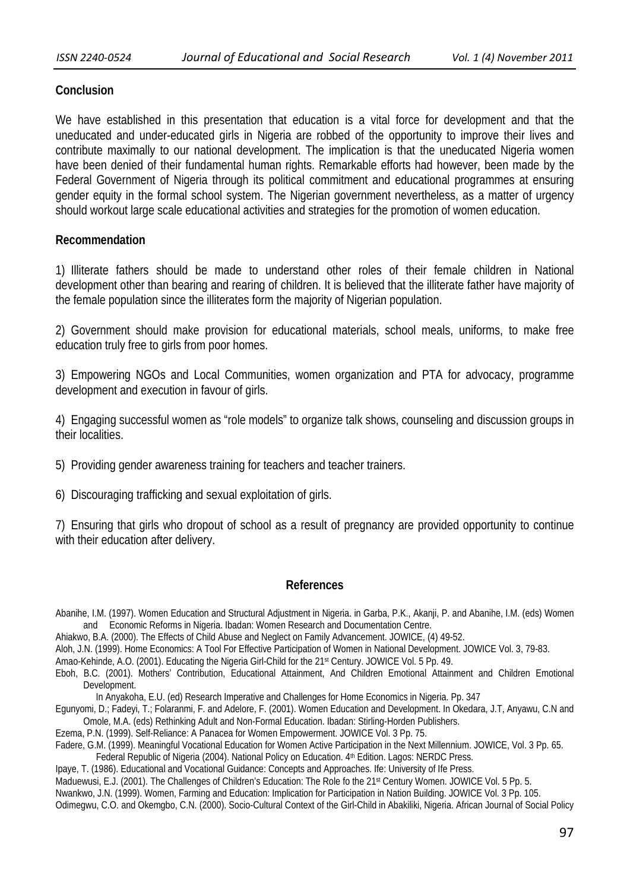## Conclusion

We have established in this presentation that education is a vital force for development and that the uneducated and under-educated girls in Nigeria are robbed of the opportunity to improve their lives and contribute maximally to our national development. The implication is that the uneducated Nigeria women have been denied of their fundamental human rights. Remarkable efforts had however, been made by the Federal Government of Nigeria through its political commitment and educational programmes at ensuring gender equity in the formal school system. The Nigerian government nevertheless, as a matter of urgency should workout large scale educational activities and strategies for the promotion of women education.

## Recommendation

1) Illiterate fathers should be made to understand other roles of their female children in National development other than bearing and rearing of children. It is believed that the illiterate father have majority of the female population since the illiterates form the majority of Nigerian population.

2) Government should make provision for educational materials, school meals, uniforms, to make free education truly free to girls from poor homes.

3) Empowering NGOs and Local Communities, women organization and PTA for advocacy, programme development and execution in favour of girls.

4) Engaging successful women as "role models" to organize talk shows, counseling and discussion groups in their localities.

5) Providing gender awareness training for teachers and teacher trainers.

6) Discouraging trafficking and sexual exploitation of girls.

7) Ensuring that girls who dropout of school as a result of pregnancy are provided opportunity to continue with their education after delivery.

## References

Abanihe, I.M. (1997). Women Education and Structural Adjustment in Nigeria. in Garba, P.K., Akanji, P. and Abanihe, I.M. (eds) Women and Economic Reforms in Nigeria. Ibadan: Women Research and Documentation Centre.

Ahiakwo, B.A. (2000). The Effects of Child Abuse and Neglect on Family Advancement. JOWICE, (4) 49-52.

Aloh, J.N. (1999). Home Economics: A Tool For Effective Participation of Women in National Development. JOWICE Vol. 3, 79-83.

Amao-Kehinde, A.O. (2001). Educating the Nigeria Girl-Child for the 21st Century. JOWICE Vol. 5 Pp. 49.

Eboh, B.C. (2001). Mothers' Contribution, Educational Attainment, And Children Emotional Attainment and Children Emotional Development.
In Anyakoha, E.U. (ed) Research Imperative and Challenges for Home Economics in Nigeria. Pp. 347

Egunyomi, D.; Fadeyi, T.; Folaranmi, F. and Adelore, F. (2001). Women Education and Development. In Okedara, J.T, Anyawu, C.N and Omole, M.A. (eds) Rethinking Adult and Non-Formal Education. Ibadan: Stirling-Horden Publishers.

Ezema, P.N. (1999). Self-Reliance: A Panacea for Women Empowerment. JOWICE Vol. 3 Pp. 75.

Fadere, G.M. (1999). Meaningful Vocational Education for Women Active Participation in the Next Millennium. JOWICE, Vol. 3 Pp. 65.
Federal Republic of Nigeria (2004). National Policy on Education. 4th Edition. Lagos: NERDC Press.

Ipaye, T. (1986). Educational and Vocational Guidance: Concepts and Approaches. Ife: University of Ife Press.

Maduewusi, E.J. (2001). The Challenges of Children's Education: The Role fo the 21st Century Women. JOWICE Vol. 5 Pp. 5.

Nwankwo, J.N. (1999). Women, Farming and Education: Implication for Participation in Nation Building. JOWICE Vol. 3 Pp. 105.

Odimegwu, C.O. and Okemgbo, C.N. (2000). Socio-Cultural Context of the Girl-Child in Abakiliki, Nigeria. African Journal of Social Policy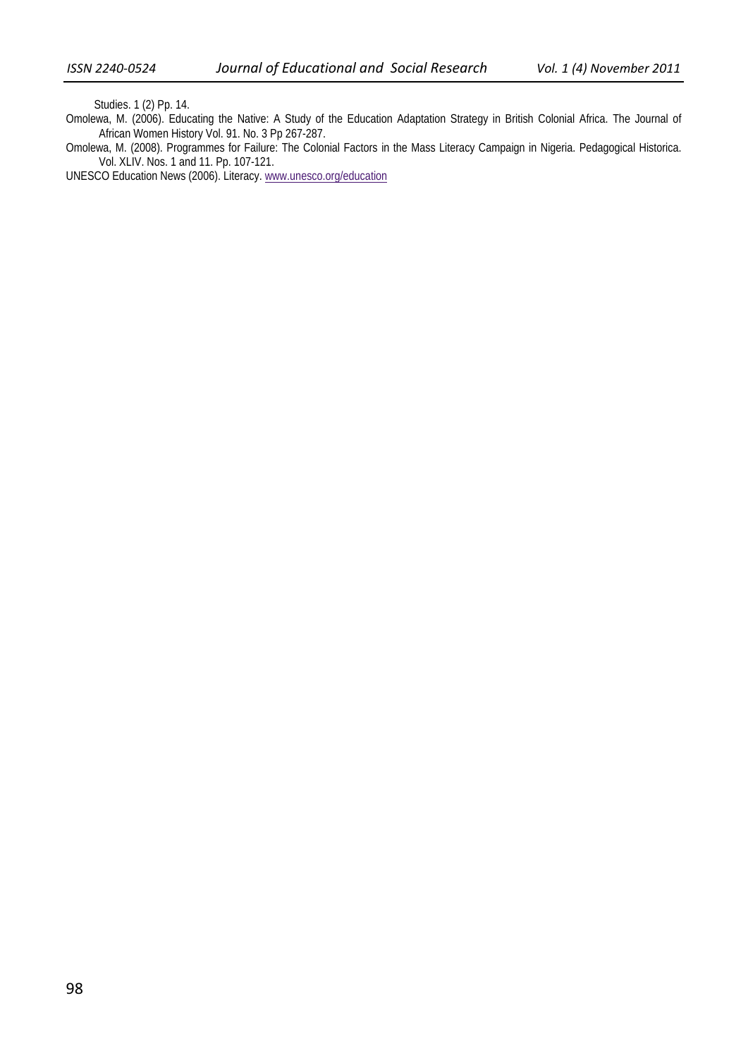Studies. 1 (2) Pp. 14.

Omolewa, M. (2006). Educating the Native: A Study of the Education Adaptation Strategy in British Colonial Africa. The Journal of African Women History Vol. 91. No. 3 Pp 267-287.

Omolewa, M. (2008). Programmes for Failure: The Colonial Factors in the Mass Literacy Campaign in Nigeria. Pedagogical Historica. Vol. XLIV. Nos. 1 and 11. Pp. 107-121.

UNESCO Education News (2006). Literacy. www.unesco.org/education